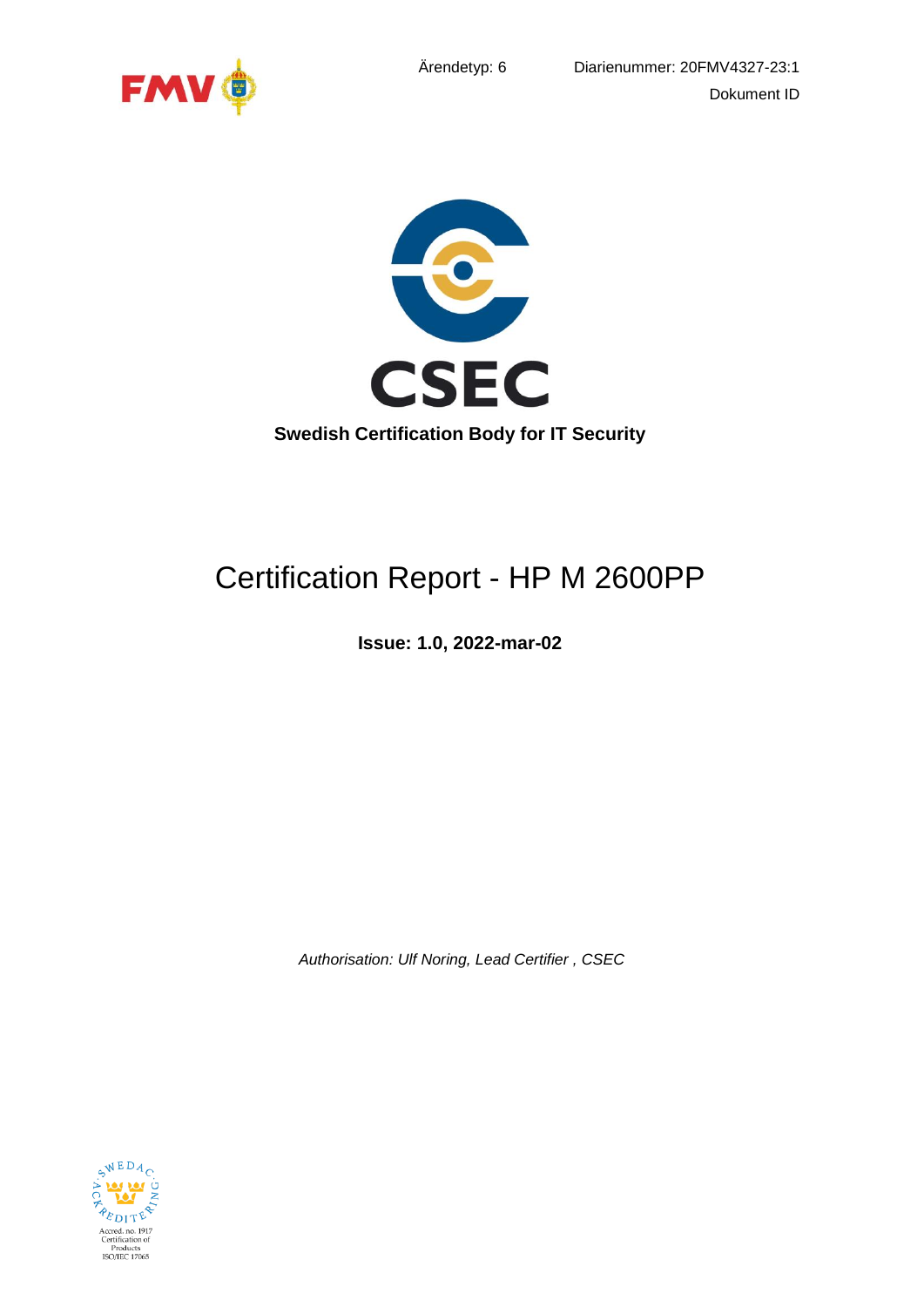Ärendetyp: 6

Diarienummer: 20FMV4327-23:1

Dokument ID

**Swedish Certification Body for IT Security**

# Certification Report - HP M 2600PP

**Issue: 1.0, 2022-mar-02**

*Authorisation: Ulf Noring, Lead Certifier , CSEC*

Accred. no. 1917
Certification of Products
ISO/IEC 17065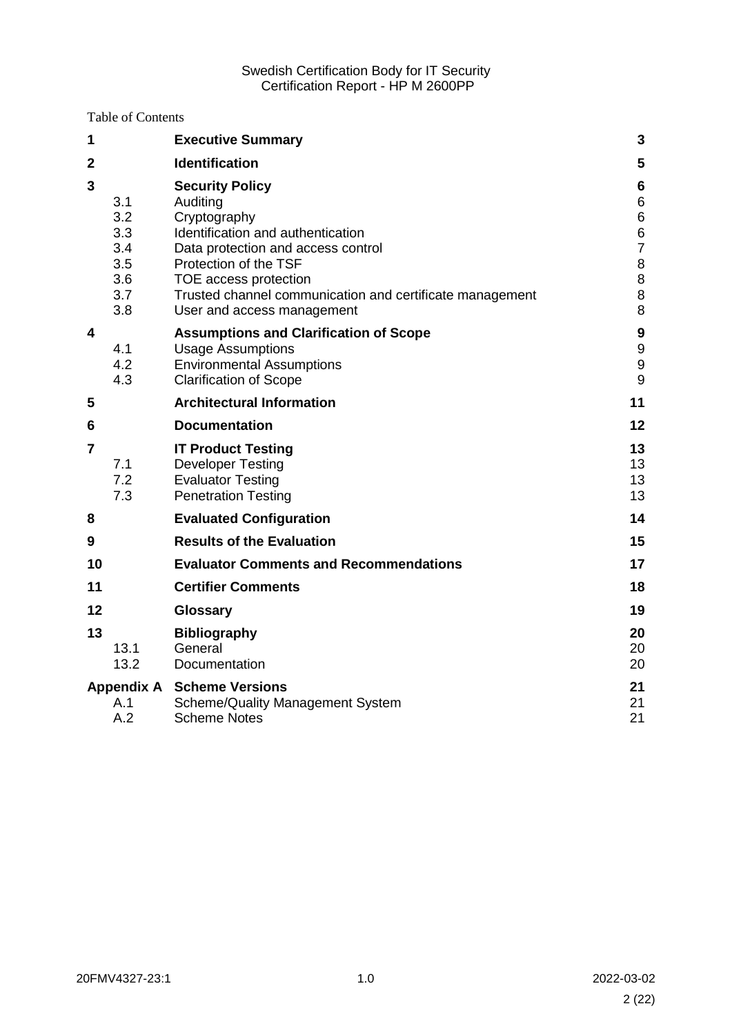Table of Contents

| | | | |
|---|---|---|---|
| **1** | | **Executive Summary** | **3** |
| **2** | | **Identification** | **5** |
| **3** | | **Security Policy** | **6** |
| | 3.1 | Auditing | 6 |
| | 3.2 | Cryptography | 6 |
| | 3.3 | Identification and authentication | 6 |
| | 3.4 | Data protection and access control | 7 |
| | 3.5 | Protection of the TSF | 8 |
| | 3.6 | TOE access protection | 8 |
| | 3.7 | Trusted channel communication and certificate management | 8 |
| | 3.8 | User and access management | 8 |
| **4** | | **Assumptions and Clarification of Scope** | **9** |
| | 4.1 | Usage Assumptions | 9 |
| | 4.2 | Environmental Assumptions | 9 |
| | 4.3 | Clarification of Scope | 9 |
| **5** | | **Architectural Information** | **11** |
| **6** | | **Documentation** | **12** |
| **7** | | **IT Product Testing** | **13** |
| | 7.1 | Developer Testing | 13 |
| | 7.2 | Evaluator Testing | 13 |
| | 7.3 | Penetration Testing | 13 |
| **8** | | **Evaluated Configuration** | **14** |
| **9** | | **Results of the Evaluation** | **15** |
| **10** | | **Evaluator Comments and Recommendations** | **17** |
| **11** | | **Certifier Comments** | **18** |
| **12** | | **Glossary** | **19** |
| **13** | | **Bibliography** | **20** |
| | 13.1 | General | 20 |
| | 13.2 | Documentation | 20 |
| **Appendix A** | | **Scheme Versions** | **21** |
| | A.1 | Scheme/Quality Management System | 21 |
| | A.2 | Scheme Notes | 21 |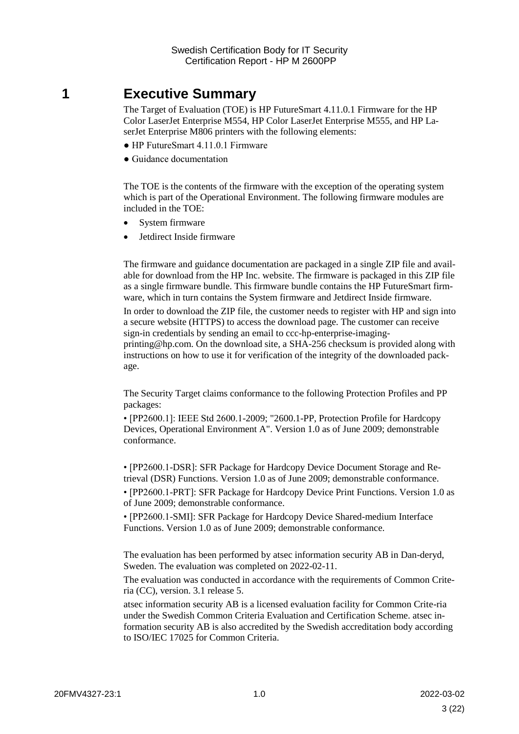# 1 Executive Summary

The Target of Evaluation (TOE) is HP FutureSmart 4.11.0.1 Firmware for the HP Color LaserJet Enterprise M554, HP Color LaserJet Enterprise M555, and HP LaserJet Enterprise M806 printers with the following elements:

- HP FutureSmart 4.11.0.1 Firmware
- Guidance documentation

The TOE is the contents of the firmware with the exception of the operating system which is part of the Operational Environment. The following firmware modules are included in the TOE:

- System firmware
- Jetdirect Inside firmware

The firmware and guidance documentation are packaged in a single ZIP file and available for download from the HP Inc. website. The firmware is packaged in this ZIP file as a single firmware bundle. This firmware bundle contains the HP FutureSmart firmware, which in turn contains the System firmware and Jetdirect Inside firmware.

In order to download the ZIP file, the customer needs to register with HP and sign into a secure website (HTTPS) to access the download page. The customer can receive sign-in credentials by sending an email to ccc-hp-enterprise-imaging-printing@hp.com. On the download site, a SHA-256 checksum is provided along with instructions on how to use it for verification of the integrity of the downloaded package.

The Security Target claims conformance to the following Protection Profiles and PP packages:

• [PP2600.1]: IEEE Std 2600.1-2009; "2600.1-PP, Protection Profile for Hardcopy Devices, Operational Environment A". Version 1.0 as of June 2009; demonstrable conformance.

• [PP2600.1-DSR]: SFR Package for Hardcopy Device Document Storage and Retrieval (DSR) Functions. Version 1.0 as of June 2009; demonstrable conformance.

• [PP2600.1-PRT]: SFR Package for Hardcopy Device Print Functions. Version 1.0 as of June 2009; demonstrable conformance.

• [PP2600.1-SMI]: SFR Package for Hardcopy Device Shared-medium Interface Functions. Version 1.0 as of June 2009; demonstrable conformance.

The evaluation has been performed by atsec information security AB in Dan-deryd, Sweden. The evaluation was completed on 2022-02-11.

The evaluation was conducted in accordance with the requirements of Common Criteria (CC), version. 3.1 release 5.

atsec information security AB is a licensed evaluation facility for Common Crite-ria under the Swedish Common Criteria Evaluation and Certification Scheme. atsec information security AB is also accredited by the Swedish accreditation body according to ISO/IEC 17025 for Common Criteria.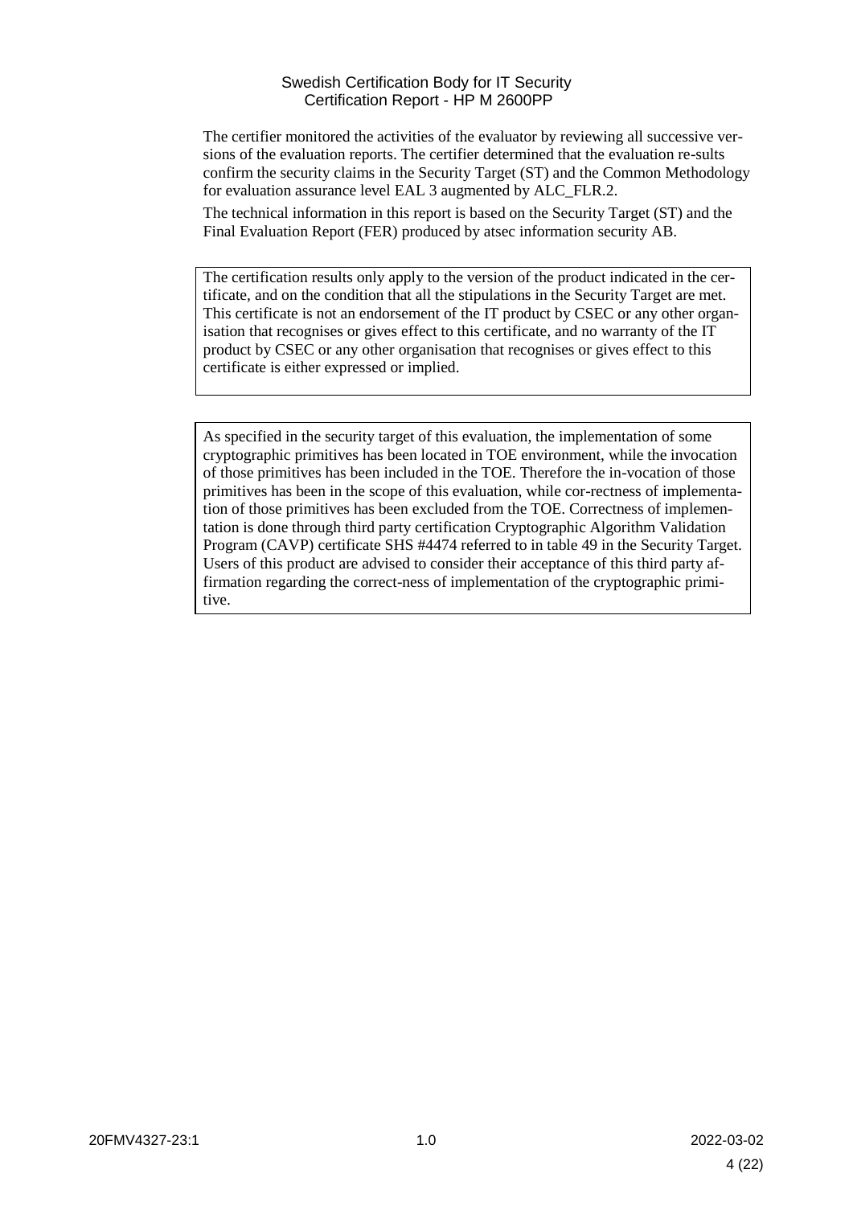The certifier monitored the activities of the evaluator by reviewing all successive versions of the evaluation reports. The certifier determined that the evaluation re-sults confirm the security claims in the Security Target (ST) and the Common Methodology for evaluation assurance level EAL 3 augmented by ALC_FLR.2.

The technical information in this report is based on the Security Target (ST) and the Final Evaluation Report (FER) produced by atsec information security AB.

> The certification results only apply to the version of the product indicated in the certificate, and on the condition that all the stipulations in the Security Target are met. This certificate is not an endorsement of the IT product by CSEC or any other organisation that recognises or gives effect to this certificate, and no warranty of the IT product by CSEC or any other organisation that recognises or gives effect to this certificate is either expressed or implied.

> As specified in the security target of this evaluation, the implementation of some cryptographic primitives has been located in TOE environment, while the invocation of those primitives has been included in the TOE. Therefore the in-vocation of those primitives has been in the scope of this evaluation, while cor-rectness of implementation of those primitives has been excluded from the TOE. Correctness of implementation is done through third party certification Cryptographic Algorithm Validation Program (CAVP) certificate SHS #4474 referred to in table 49 in the Security Target. Users of this product are advised to consider their acceptance of this third party affirmation regarding the correct-ness of implementation of the cryptographic primitive.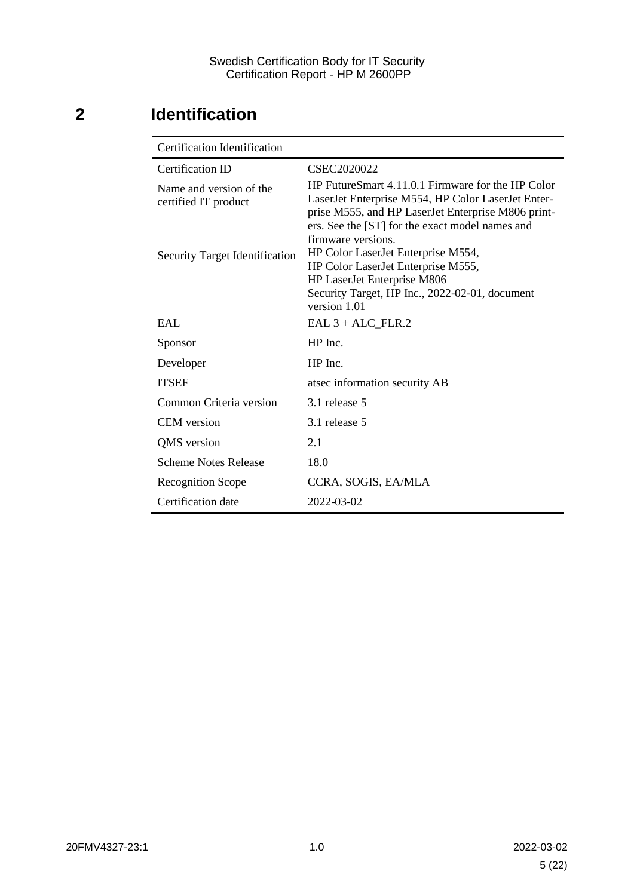# 2 Identification

| Certification Identification | |
|---|---|
| Certification ID | CSEC2020022 |
| Name and version of the certified IT product | HP FutureSmart 4.11.0.1 Firmware for the HP Color LaserJet Enterprise M554, HP Color LaserJet Enterprise M555, and HP LaserJet Enterprise M806 printers. See the [ST] for the exact model names and firmware versions. |
| Security Target Identification | HP Color LaserJet Enterprise M554, HP Color LaserJet Enterprise M555, HP LaserJet Enterprise M806 Security Target, HP Inc., 2022-02-01, document version 1.01 |
| EAL | EAL 3 + ALC_FLR.2 |
| Sponsor | HP Inc. |
| Developer | HP Inc. |
| ITSEF | atsec information security AB |
| Common Criteria version | 3.1 release 5 |
| CEM version | 3.1 release 5 |
| QMS version | 2.1 |
| Scheme Notes Release | 18.0 |
| Recognition Scope | CCRA, SOGIS, EA/MLA |
| Certification date | 2022-03-02 |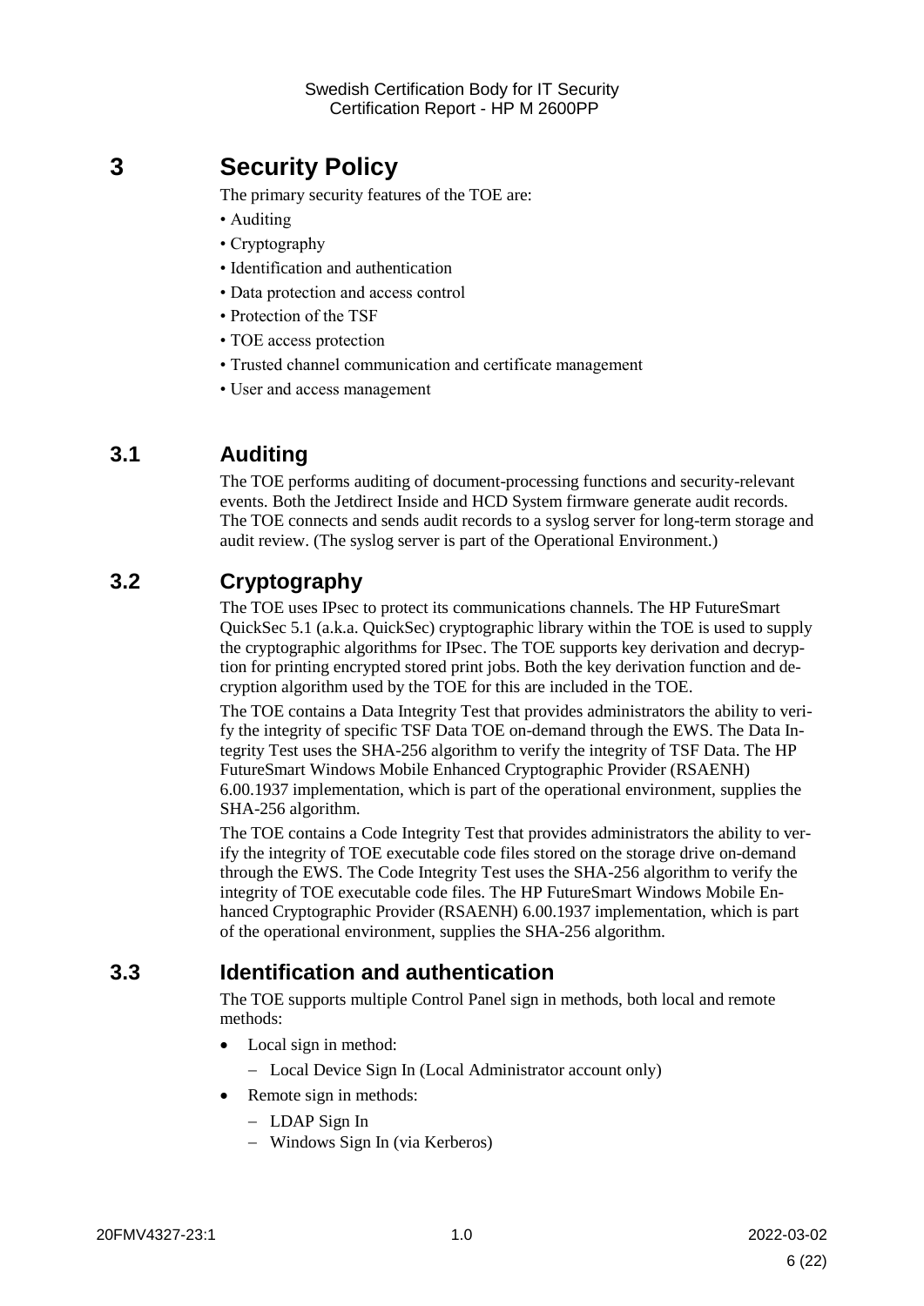# 3 Security Policy

The primary security features of the TOE are:

- Auditing
- Cryptography
- Identification and authentication
- Data protection and access control
- Protection of the TSF
- TOE access protection
- Trusted channel communication and certificate management
- User and access management

## 3.1 Auditing

The TOE performs auditing of document-processing functions and security-relevant events. Both the Jetdirect Inside and HCD System firmware generate audit records. The TOE connects and sends audit records to a syslog server for long-term storage and audit review. (The syslog server is part of the Operational Environment.)

## 3.2 Cryptography

The TOE uses IPsec to protect its communications channels. The HP FutureSmart QuickSec 5.1 (a.k.a. QuickSec) cryptographic library within the TOE is used to supply the cryptographic algorithms for IPsec. The TOE supports key derivation and decryption for printing encrypted stored print jobs. Both the key derivation function and decryption algorithm used by the TOE for this are included in the TOE.

The TOE contains a Data Integrity Test that provides administrators the ability to verify the integrity of specific TSF Data TOE on-demand through the EWS. The Data Integrity Test uses the SHA-256 algorithm to verify the integrity of TSF Data. The HP FutureSmart Windows Mobile Enhanced Cryptographic Provider (RSAENH) 6.00.1937 implementation, which is part of the operational environment, supplies the SHA-256 algorithm.

The TOE contains a Code Integrity Test that provides administrators the ability to verify the integrity of TOE executable code files stored on the storage drive on-demand through the EWS. The Code Integrity Test uses the SHA-256 algorithm to verify the integrity of TOE executable code files. The HP FutureSmart Windows Mobile Enhanced Cryptographic Provider (RSAENH) 6.00.1937 implementation, which is part of the operational environment, supplies the SHA-256 algorithm.

## 3.3 Identification and authentication

The TOE supports multiple Control Panel sign in methods, both local and remote methods:

- Local sign in method:
  - Local Device Sign In (Local Administrator account only)
- Remote sign in methods:
  - LDAP Sign In
  - Windows Sign In (via Kerberos)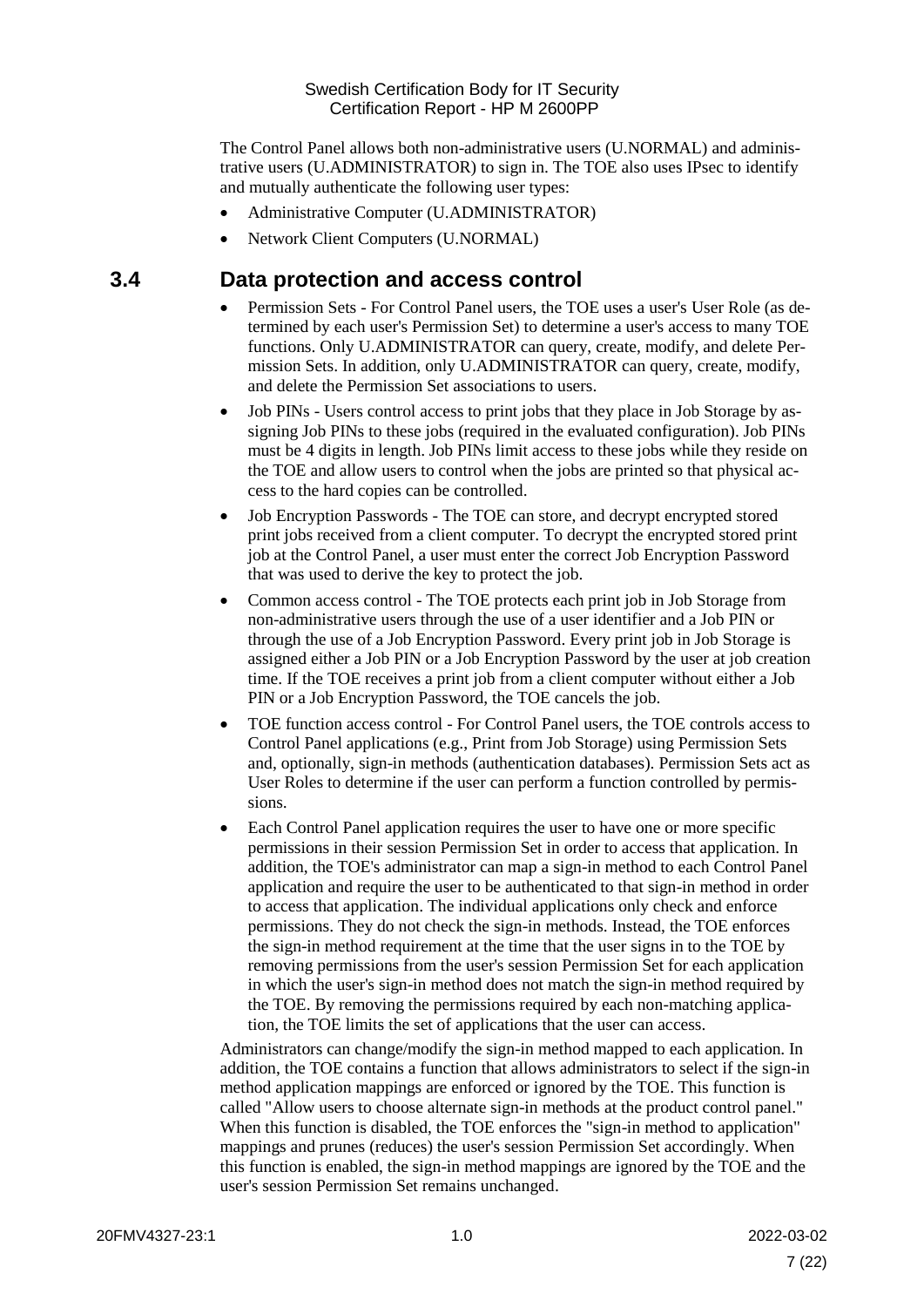The Control Panel allows both non-administrative users (U.NORMAL) and administrative users (U.ADMINISTRATOR) to sign in. The TOE also uses IPsec to identify and mutually authenticate the following user types:

- Administrative Computer (U.ADMINISTRATOR)
- Network Client Computers (U.NORMAL)

## 3.4 Data protection and access control

- Permission Sets - For Control Panel users, the TOE uses a user's User Role (as determined by each user's Permission Set) to determine a user's access to many TOE functions. Only U.ADMINISTRATOR can query, create, modify, and delete Permission Sets. In addition, only U.ADMINISTRATOR can query, create, modify, and delete the Permission Set associations to users.
- Job PINs - Users control access to print jobs that they place in Job Storage by assigning Job PINs to these jobs (required in the evaluated configuration). Job PINs must be 4 digits in length. Job PINs limit access to these jobs while they reside on the TOE and allow users to control when the jobs are printed so that physical access to the hard copies can be controlled.
- Job Encryption Passwords - The TOE can store, and decrypt encrypted stored print jobs received from a client computer. To decrypt the encrypted stored print job at the Control Panel, a user must enter the correct Job Encryption Password that was used to derive the key to protect the job.
- Common access control - The TOE protects each print job in Job Storage from non-administrative users through the use of a user identifier and a Job PIN or through the use of a Job Encryption Password. Every print job in Job Storage is assigned either a Job PIN or a Job Encryption Password by the user at job creation time. If the TOE receives a print job from a client computer without either a Job PIN or a Job Encryption Password, the TOE cancels the job.
- TOE function access control - For Control Panel users, the TOE controls access to Control Panel applications (e.g., Print from Job Storage) using Permission Sets and, optionally, sign-in methods (authentication databases). Permission Sets act as User Roles to determine if the user can perform a function controlled by permissions.
- Each Control Panel application requires the user to have one or more specific permissions in their session Permission Set in order to access that application. In addition, the TOE's administrator can map a sign-in method to each Control Panel application and require the user to be authenticated to that sign-in method in order to access that application. The individual applications only check and enforce permissions. They do not check the sign-in methods. Instead, the TOE enforces the sign-in method requirement at the time that the user signs in to the TOE by removing permissions from the user's session Permission Set for each application in which the user's sign-in method does not match the sign-in method required by the TOE. By removing the permissions required by each non-matching application, the TOE limits the set of applications that the user can access.

Administrators can change/modify the sign-in method mapped to each application. In addition, the TOE contains a function that allows administrators to select if the sign-in method application mappings are enforced or ignored by the TOE. This function is called "Allow users to choose alternate sign-in methods at the product control panel." When this function is disabled, the TOE enforces the "sign-in method to application" mappings and prunes (reduces) the user's session Permission Set accordingly. When this function is enabled, the sign-in method mappings are ignored by the TOE and the user's session Permission Set remains unchanged.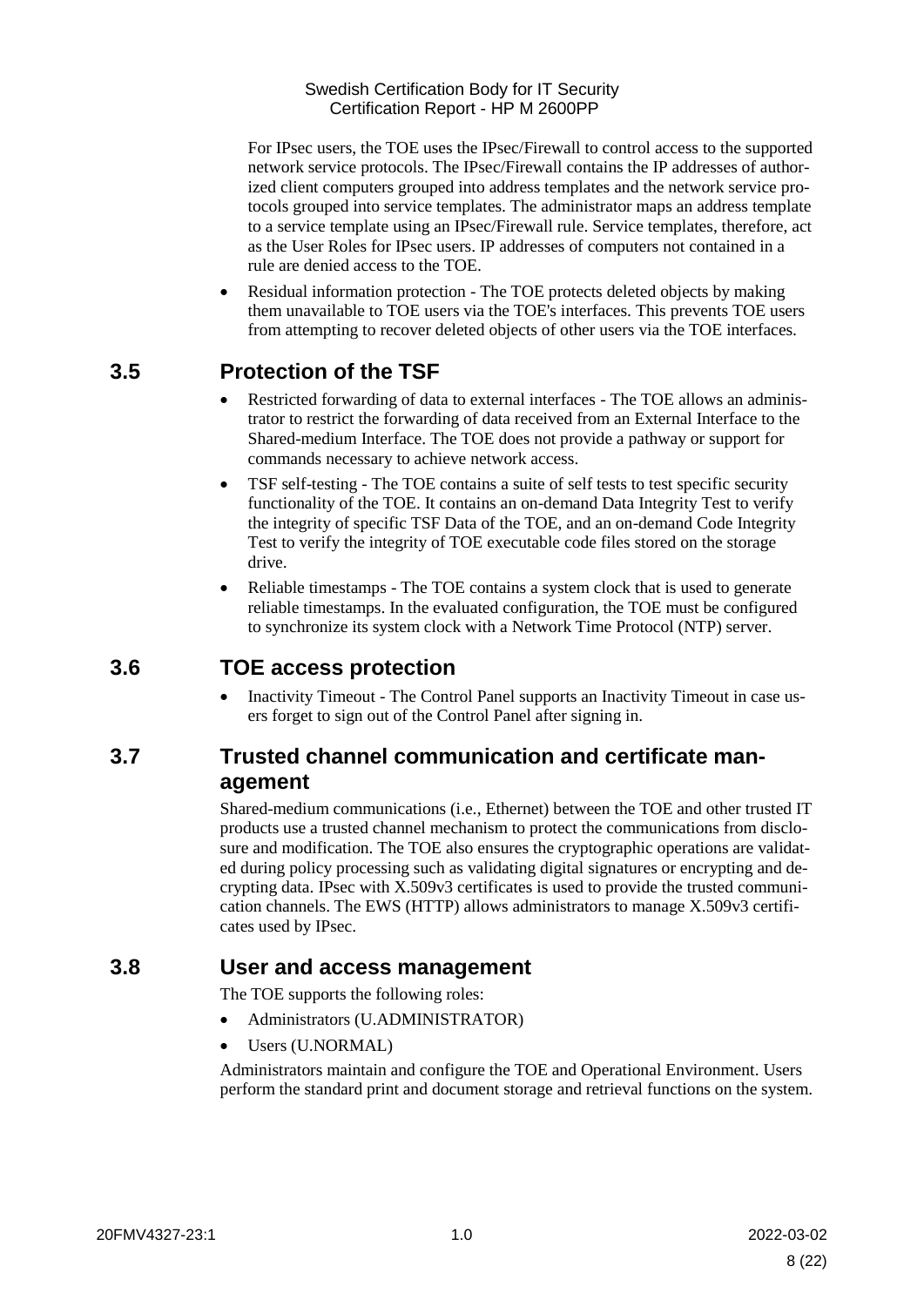For IPsec users, the TOE uses the IPsec/Firewall to control access to the supported network service protocols. The IPsec/Firewall contains the IP addresses of authorized client computers grouped into address templates and the network service protocols grouped into service templates. The administrator maps an address template to a service template using an IPsec/Firewall rule. Service templates, therefore, act as the User Roles for IPsec users. IP addresses of computers not contained in a rule are denied access to the TOE.

- Residual information protection - The TOE protects deleted objects by making them unavailable to TOE users via the TOE's interfaces. This prevents TOE users from attempting to recover deleted objects of other users via the TOE interfaces.

## 3.5 Protection of the TSF

- Restricted forwarding of data to external interfaces - The TOE allows an administrator to restrict the forwarding of data received from an External Interface to the Shared-medium Interface. The TOE does not provide a pathway or support for commands necessary to achieve network access.
- TSF self-testing - The TOE contains a suite of self tests to test specific security functionality of the TOE. It contains an on-demand Data Integrity Test to verify the integrity of specific TSF Data of the TOE, and an on-demand Code Integrity Test to verify the integrity of TOE executable code files stored on the storage drive.
- Reliable timestamps - The TOE contains a system clock that is used to generate reliable timestamps. In the evaluated configuration, the TOE must be configured to synchronize its system clock with a Network Time Protocol (NTP) server.

## 3.6 TOE access protection

- Inactivity Timeout - The Control Panel supports an Inactivity Timeout in case users forget to sign out of the Control Panel after signing in.

## 3.7 Trusted channel communication and certificate management

Shared-medium communications (i.e., Ethernet) between the TOE and other trusted IT products use a trusted channel mechanism to protect the communications from disclosure and modification. The TOE also ensures the cryptographic operations are validated during policy processing such as validating digital signatures or encrypting and decrypting data. IPsec with X.509v3 certificates is used to provide the trusted communication channels. The EWS (HTTP) allows administrators to manage X.509v3 certificates used by IPsec.

## 3.8 User and access management

The TOE supports the following roles:

- Administrators (U.ADMINISTRATOR)
- Users (U.NORMAL)

Administrators maintain and configure the TOE and Operational Environment. Users perform the standard print and document storage and retrieval functions on the system.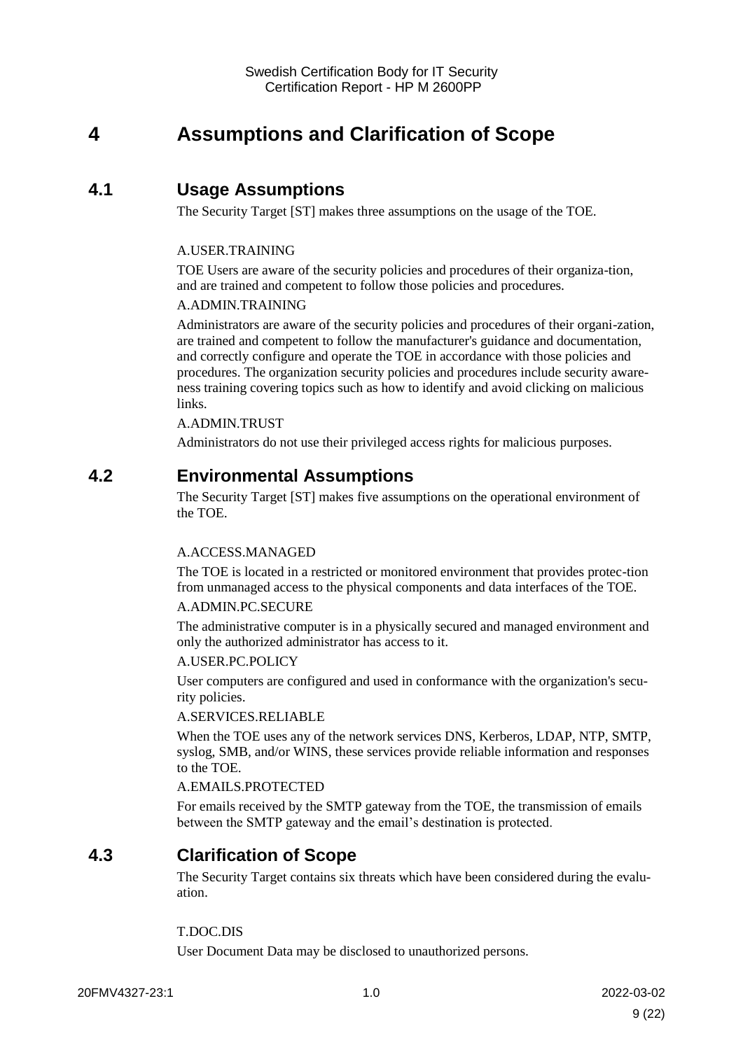# 4 Assumptions and Clarification of Scope

## 4.1 Usage Assumptions

The Security Target [ST] makes three assumptions on the usage of the TOE.

A.USER.TRAINING

TOE Users are aware of the security policies and procedures of their organiza-tion, and are trained and competent to follow those policies and procedures.

A.ADMIN.TRAINING

Administrators are aware of the security policies and procedures of their organi-zation, are trained and competent to follow the manufacturer's guidance and documentation, and correctly configure and operate the TOE in accordance with those policies and procedures. The organization security policies and procedures include security aware-ness training covering topics such as how to identify and avoid clicking on malicious links.

A.ADMIN.TRUST

Administrators do not use their privileged access rights for malicious purposes.

## 4.2 Environmental Assumptions

The Security Target [ST] makes five assumptions on the operational environment of the TOE.

A.ACCESS.MANAGED

The TOE is located in a restricted or monitored environment that provides protec-tion from unmanaged access to the physical components and data interfaces of the TOE.

A.ADMIN.PC.SECURE

The administrative computer is in a physically secured and managed environment and only the authorized administrator has access to it.

A.USER.PC.POLICY

User computers are configured and used in conformance with the organization's secu-rity policies.

A.SERVICES.RELIABLE

When the TOE uses any of the network services DNS, Kerberos, LDAP, NTP, SMTP, syslog, SMB, and/or WINS, these services provide reliable information and responses to the TOE.

A.EMAILS.PROTECTED

For emails received by the SMTP gateway from the TOE, the transmission of emails between the SMTP gateway and the email's destination is protected.

## 4.3 Clarification of Scope

The Security Target contains six threats which have been considered during the evalu-ation.

T.DOC.DIS

User Document Data may be disclosed to unauthorized persons.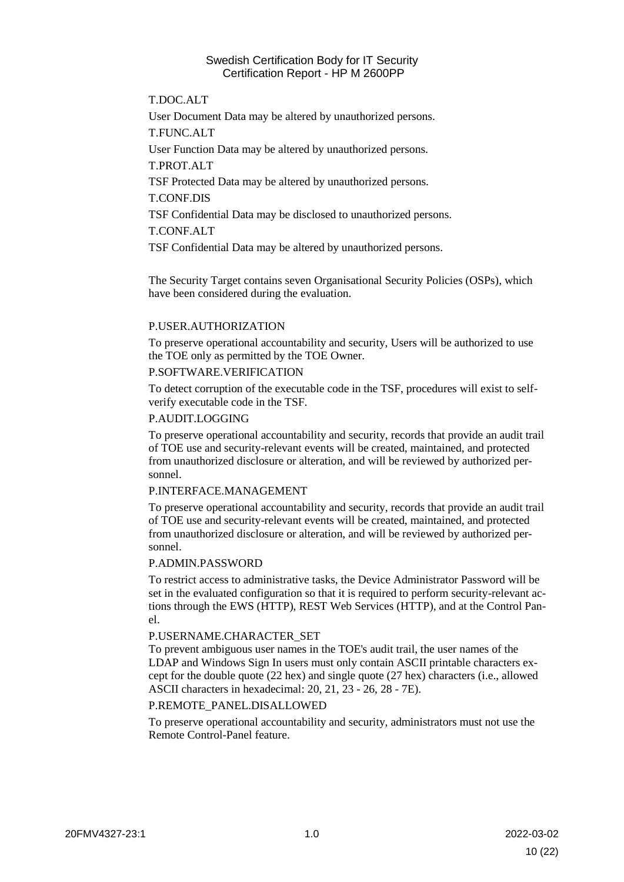T.DOC.ALT

User Document Data may be altered by unauthorized persons.

T.FUNC.ALT

User Function Data may be altered by unauthorized persons.

T.PROT.ALT

TSF Protected Data may be altered by unauthorized persons.

T.CONF.DIS

TSF Confidential Data may be disclosed to unauthorized persons.

T.CONF.ALT

TSF Confidential Data may be altered by unauthorized persons.

The Security Target contains seven Organisational Security Policies (OSPs), which have been considered during the evaluation.

P.USER.AUTHORIZATION

To preserve operational accountability and security, Users will be authorized to use the TOE only as permitted by the TOE Owner.

P.SOFTWARE.VERIFICATION

To detect corruption of the executable code in the TSF, procedures will exist to self-verify executable code in the TSF.

P.AUDIT.LOGGING

To preserve operational accountability and security, records that provide an audit trail of TOE use and security-relevant events will be created, maintained, and protected from unauthorized disclosure or alteration, and will be reviewed by authorized personnel.

P.INTERFACE.MANAGEMENT

To preserve operational accountability and security, records that provide an audit trail of TOE use and security-relevant events will be created, maintained, and protected from unauthorized disclosure or alteration, and will be reviewed by authorized personnel.

P.ADMIN.PASSWORD

To restrict access to administrative tasks, the Device Administrator Password will be set in the evaluated configuration so that it is required to perform security-relevant actions through the EWS (HTTP), REST Web Services (HTTP), and at the Control Panel.

P.USERNAME.CHARACTER_SET

To prevent ambiguous user names in the TOE's audit trail, the user names of the LDAP and Windows Sign In users must only contain ASCII printable characters except for the double quote (22 hex) and single quote (27 hex) characters (i.e., allowed ASCII characters in hexadecimal: 20, 21, 23 - 26, 28 - 7E).

P.REMOTE_PANEL.DISALLOWED

To preserve operational accountability and security, administrators must not use the Remote Control-Panel feature.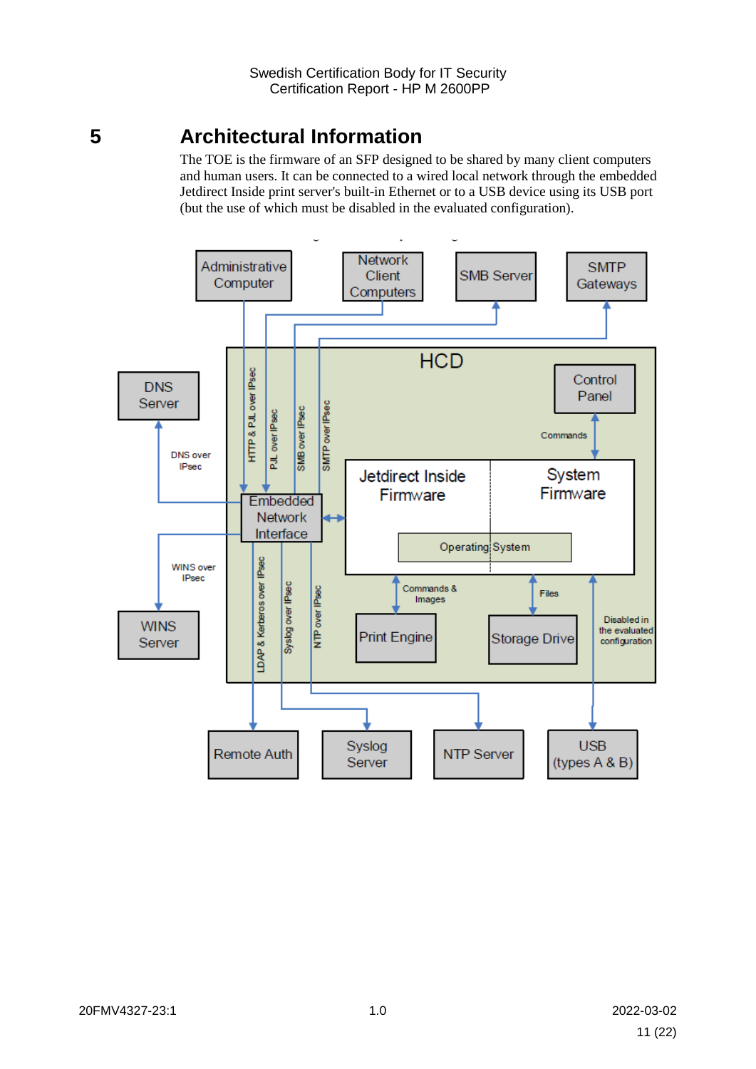# 5 Architectural Information

The TOE is the firmware of an SFP designed to be shared by many client computers and human users. It can be connected to a wired local network through the embedded Jetdirect Inside print server's built-in Ethernet or to a USB device using its USB port (but the use of which must be disabled in the evaluated configuration).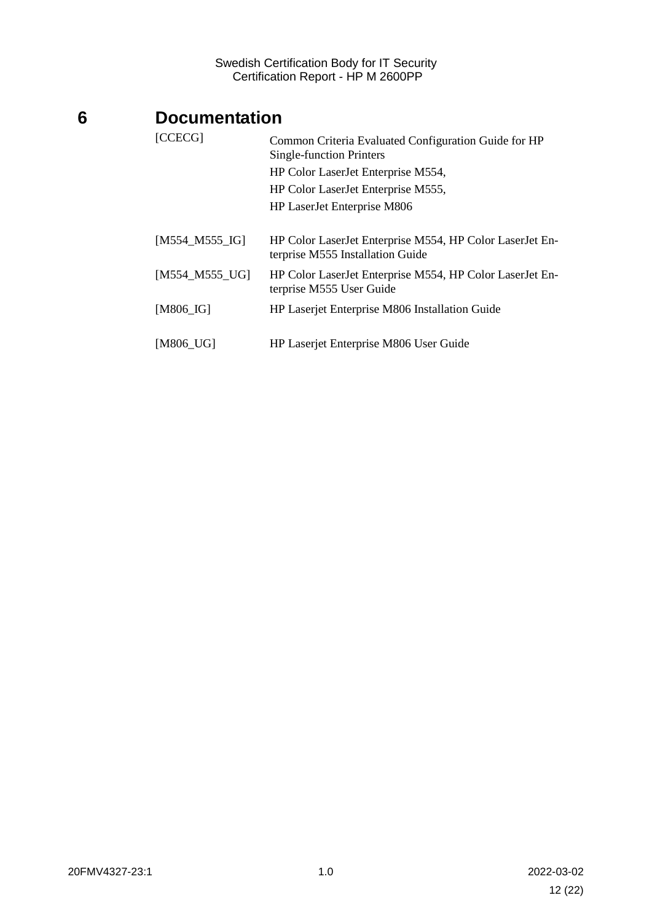# 6 Documentation

| | |
|---|---|
| [CCECG] | Common Criteria Evaluated Configuration Guide for HP Single-function Printers<br>HP Color LaserJet Enterprise M554,<br>HP Color LaserJet Enterprise M555,<br>HP LaserJet Enterprise M806 |
| [M554_M555_IG] | HP Color LaserJet Enterprise M554, HP Color LaserJet Enterprise M555 Installation Guide |
| [M554_M555_UG] | HP Color LaserJet Enterprise M554, HP Color LaserJet Enterprise M555 User Guide |
| [M806_IG] | HP Laserjet Enterprise M806 Installation Guide |
| [M806_UG] | HP Laserjet Enterprise M806 User Guide |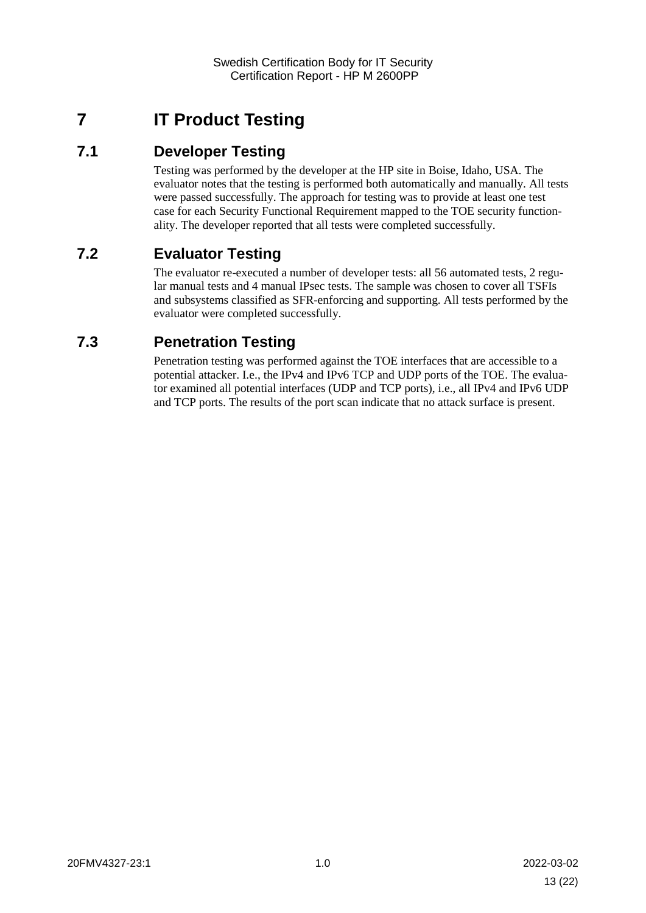# 7 IT Product Testing

## 7.1 Developer Testing

Testing was performed by the developer at the HP site in Boise, Idaho, USA. The evaluator notes that the testing is performed both automatically and manually. All tests were passed successfully. The approach for testing was to provide at least one test case for each Security Functional Requirement mapped to the TOE security functionality. The developer reported that all tests were completed successfully.

## 7.2 Evaluator Testing

The evaluator re-executed a number of developer tests: all 56 automated tests, 2 regular manual tests and 4 manual IPsec tests. The sample was chosen to cover all TSFIs and subsystems classified as SFR-enforcing and supporting. All tests performed by the evaluator were completed successfully.

## 7.3 Penetration Testing

Penetration testing was performed against the TOE interfaces that are accessible to a potential attacker. I.e., the IPv4 and IPv6 TCP and UDP ports of the TOE. The evaluator examined all potential interfaces (UDP and TCP ports), i.e., all IPv4 and IPv6 UDP and TCP ports. The results of the port scan indicate that no attack surface is present.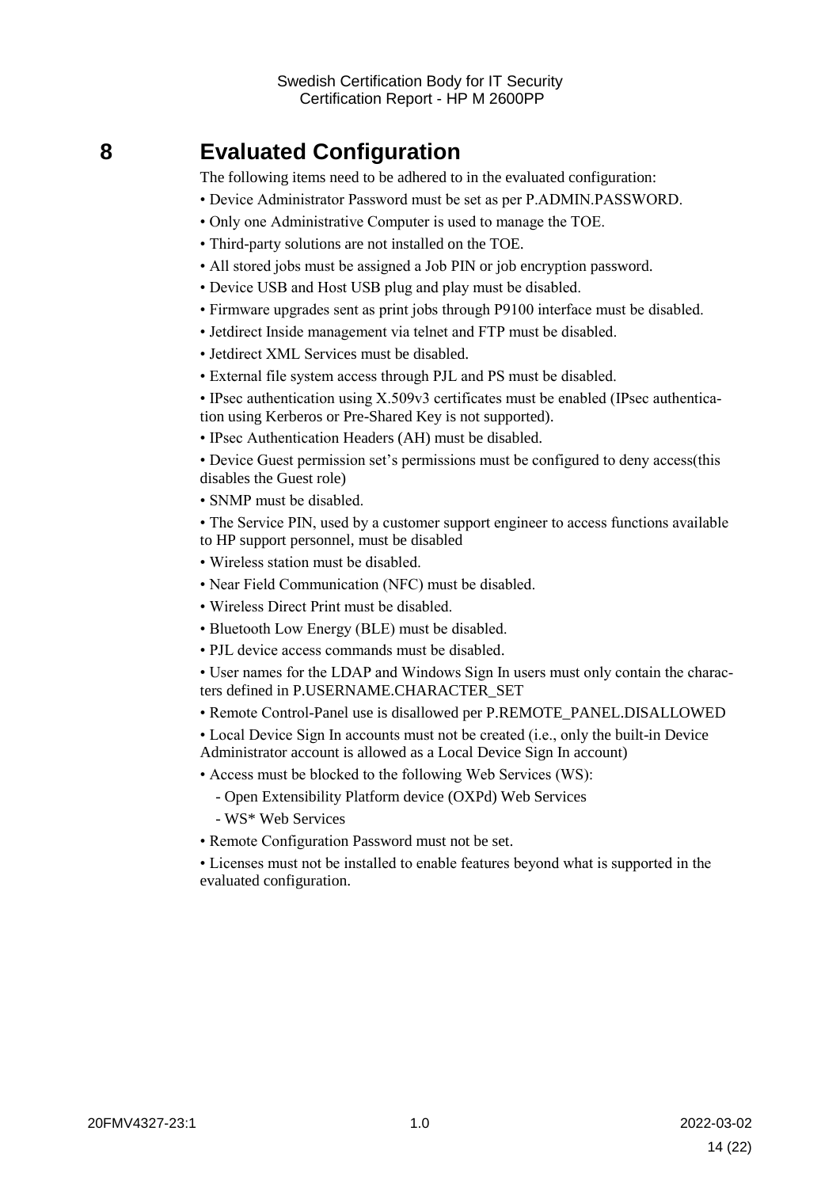# 8 Evaluated Configuration

The following items need to be adhered to in the evaluated configuration:

- Device Administrator Password must be set as per P.ADMIN.PASSWORD.
- Only one Administrative Computer is used to manage the TOE.
- Third-party solutions are not installed on the TOE.
- All stored jobs must be assigned a Job PIN or job encryption password.
- Device USB and Host USB plug and play must be disabled.
- Firmware upgrades sent as print jobs through P9100 interface must be disabled.
- Jetdirect Inside management via telnet and FTP must be disabled.
- Jetdirect XML Services must be disabled.
- External file system access through PJL and PS must be disabled.
- IPsec authentication using X.509v3 certificates must be enabled (IPsec authentication using Kerberos or Pre-Shared Key is not supported).
- IPsec Authentication Headers (AH) must be disabled.
- Device Guest permission set's permissions must be configured to deny access(this disables the Guest role)
- SNMP must be disabled.
- The Service PIN, used by a customer support engineer to access functions available to HP support personnel, must be disabled
- Wireless station must be disabled.
- Near Field Communication (NFC) must be disabled.
- Wireless Direct Print must be disabled.
- Bluetooth Low Energy (BLE) must be disabled.
- PJL device access commands must be disabled.
- User names for the LDAP and Windows Sign In users must only contain the characters defined in P.USERNAME.CHARACTER_SET
- Remote Control-Panel use is disallowed per P.REMOTE_PANEL.DISALLOWED
- Local Device Sign In accounts must not be created (i.e., only the built-in Device Administrator account is allowed as a Local Device Sign In account)
- Access must be blocked to the following Web Services (WS):
  - Open Extensibility Platform device (OXPd) Web Services
  - WS* Web Services
- Remote Configuration Password must not be set.
- Licenses must not be installed to enable features beyond what is supported in the evaluated configuration.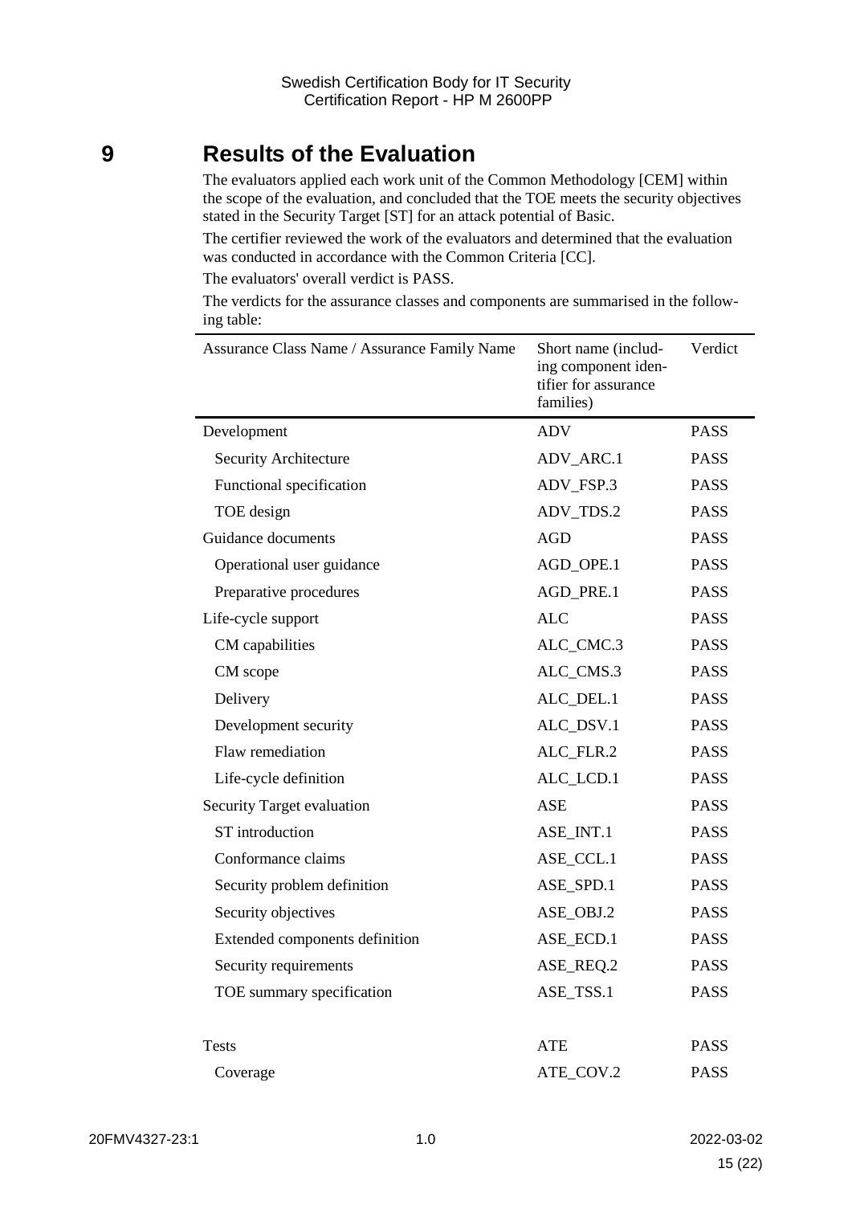# 9 Results of the Evaluation

The evaluators applied each work unit of the Common Methodology [CEM] within the scope of the evaluation, and concluded that the TOE meets the security objectives stated in the Security Target [ST] for an attack potential of Basic.

The certifier reviewed the work of the evaluators and determined that the evaluation was conducted in accordance with the Common Criteria [CC].

The evaluators' overall verdict is PASS.

The verdicts for the assurance classes and components are summarised in the following table:

| Assurance Class Name / Assurance Family Name | Short name (including component identifier for assurance families) | Verdict |
|---|---|---|
| Development | ADV | PASS |
| Security Architecture | ADV_ARC.1 | PASS |
| Functional specification | ADV_FSP.3 | PASS |
| TOE design | ADV_TDS.2 | PASS |
| Guidance documents | AGD | PASS |
| Operational user guidance | AGD_OPE.1 | PASS |
| Preparative procedures | AGD_PRE.1 | PASS |
| Life-cycle support | ALC | PASS |
| CM capabilities | ALC_CMC.3 | PASS |
| CM scope | ALC_CMS.3 | PASS |
| Delivery | ALC_DEL.1 | PASS |
| Development security | ALC_DSV.1 | PASS |
| Flaw remediation | ALC_FLR.2 | PASS |
| Life-cycle definition | ALC_LCD.1 | PASS |
| Security Target evaluation | ASE | PASS |
| ST introduction | ASE_INT.1 | PASS |
| Conformance claims | ASE_CCL.1 | PASS |
| Security problem definition | ASE_SPD.1 | PASS |
| Security objectives | ASE_OBJ.2 | PASS |
| Extended components definition | ASE_ECD.1 | PASS |
| Security requirements | ASE_REQ.2 | PASS |
| TOE summary specification | ASE_TSS.1 | PASS |
| Tests | ATE | PASS |
| Coverage | ATE_COV.2 | PASS |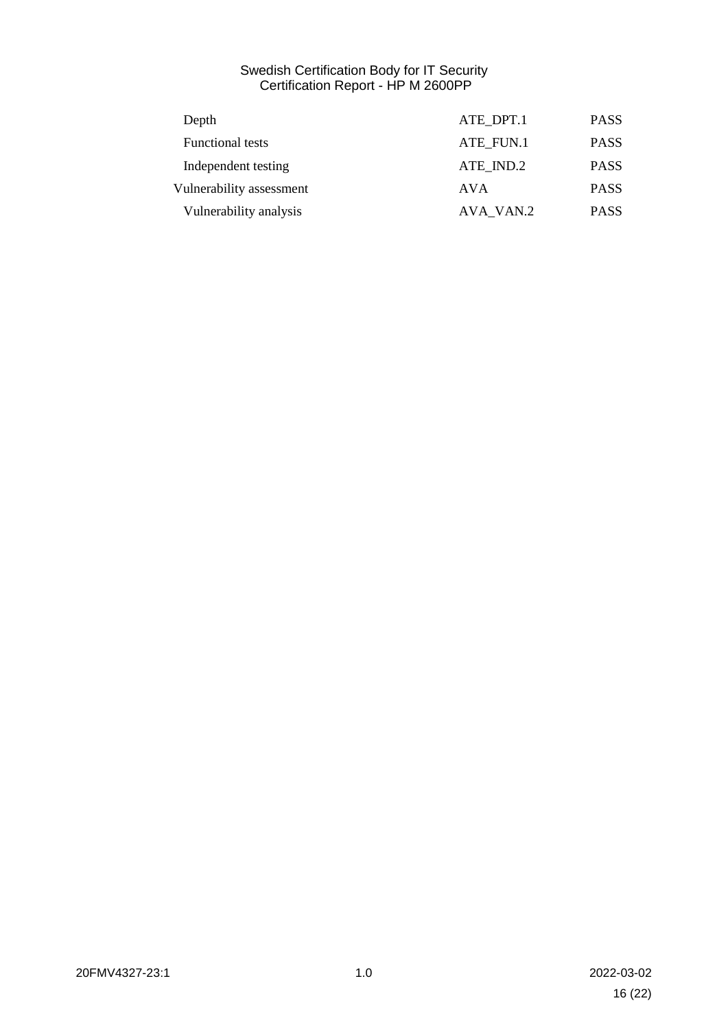| | | |
|---|---|---|
| Depth | ATE_DPT.1 | PASS |
| Functional tests | ATE_FUN.1 | PASS |
| Independent testing | ATE_IND.2 | PASS |
| Vulnerability assessment | AVA | PASS |
| Vulnerability analysis | AVA_VAN.2 | PASS |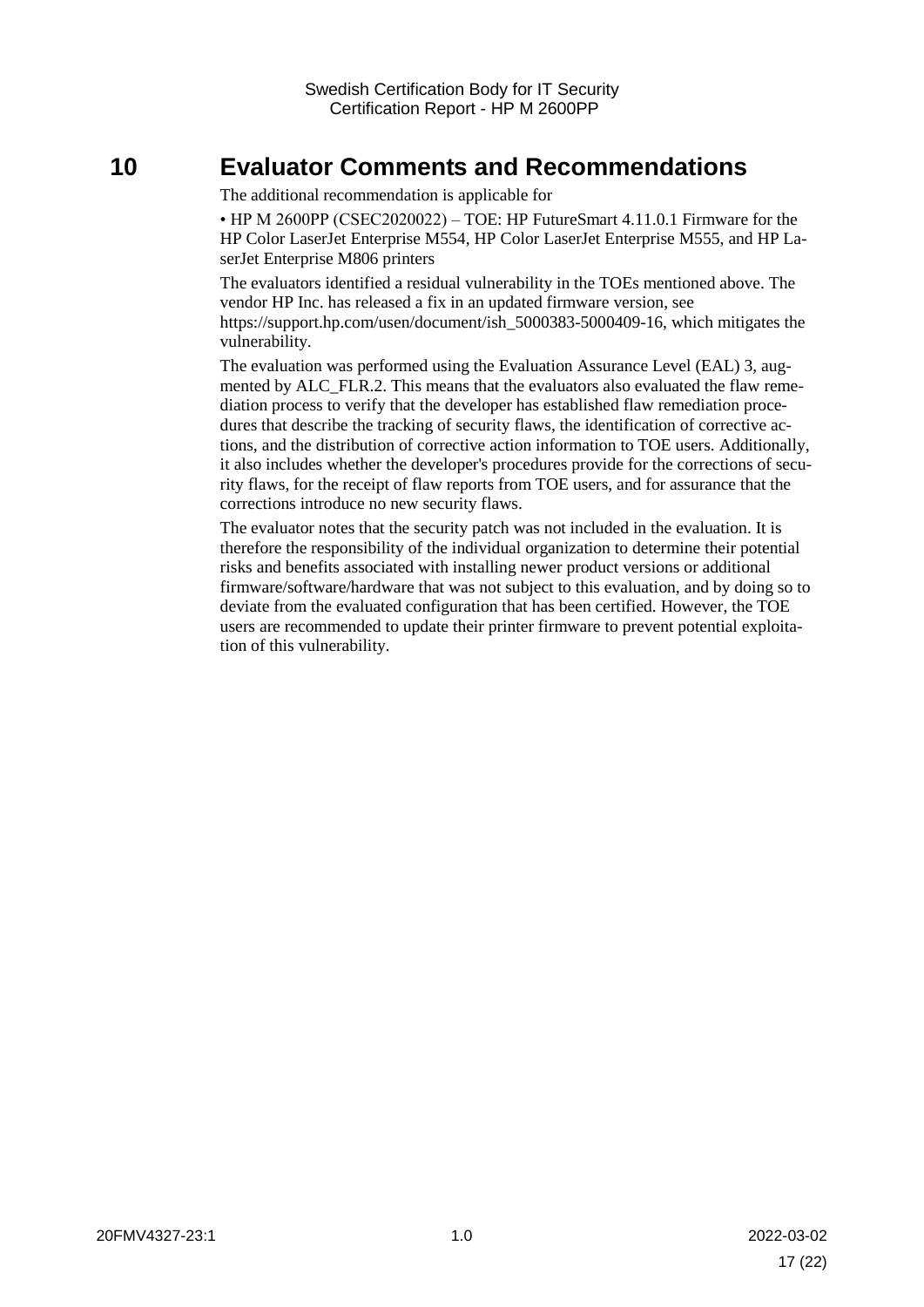# 10 Evaluator Comments and Recommendations

The additional recommendation is applicable for

• HP M 2600PP (CSEC2020022) – TOE: HP FutureSmart 4.11.0.1 Firmware for the HP Color LaserJet Enterprise M554, HP Color LaserJet Enterprise M555, and HP LaserJet Enterprise M806 printers

The evaluators identified a residual vulnerability in the TOEs mentioned above. The vendor HP Inc. has released a fix in an updated firmware version, see https://support.hp.com/usen/document/ish_5000383-5000409-16, which mitigates the vulnerability.

The evaluation was performed using the Evaluation Assurance Level (EAL) 3, augmented by ALC_FLR.2. This means that the evaluators also evaluated the flaw remediation process to verify that the developer has established flaw remediation procedures that describe the tracking of security flaws, the identification of corrective actions, and the distribution of corrective action information to TOE users. Additionally, it also includes whether the developer's procedures provide for the corrections of security flaws, for the receipt of flaw reports from TOE users, and for assurance that the corrections introduce no new security flaws.

The evaluator notes that the security patch was not included in the evaluation. It is therefore the responsibility of the individual organization to determine their potential risks and benefits associated with installing newer product versions or additional firmware/software/hardware that was not subject to this evaluation, and by doing so to deviate from the evaluated configuration that has been certified. However, the TOE users are recommended to update their printer firmware to prevent potential exploitation of this vulnerability.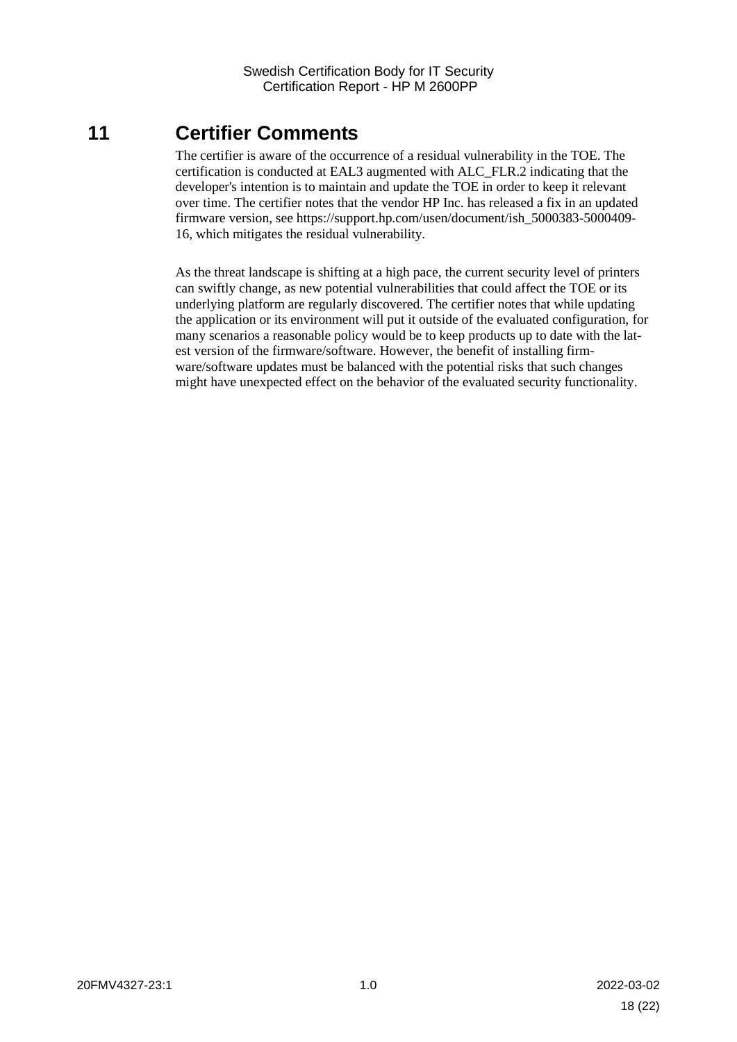# 11 Certifier Comments

The certifier is aware of the occurrence of a residual vulnerability in the TOE. The certification is conducted at EAL3 augmented with ALC_FLR.2 indicating that the developer's intention is to maintain and update the TOE in order to keep it relevant over time. The certifier notes that the vendor HP Inc. has released a fix in an updated firmware version, see https://support.hp.com/usen/document/ish_5000383-5000409-16, which mitigates the residual vulnerability.

As the threat landscape is shifting at a high pace, the current security level of printers can swiftly change, as new potential vulnerabilities that could affect the TOE or its underlying platform are regularly discovered. The certifier notes that while updating the application or its environment will put it outside of the evaluated configuration, for many scenarios a reasonable policy would be to keep products up to date with the latest version of the firmware/software. However, the benefit of installing firmware/software updates must be balanced with the potential risks that such changes might have unexpected effect on the behavior of the evaluated security functionality.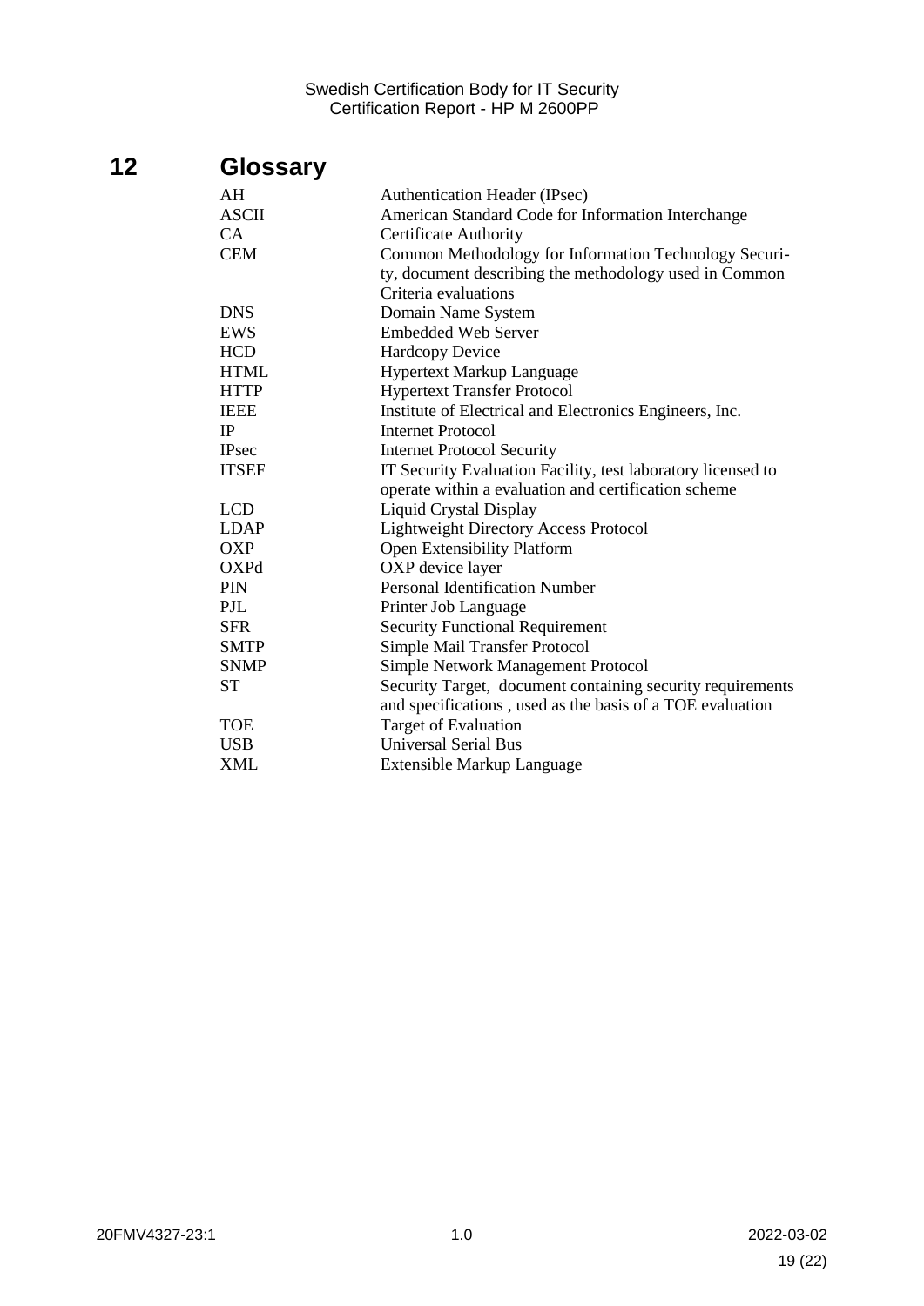# 12 Glossary

| | |
|---|---|
| AH | Authentication Header (IPsec) |
| ASCII | American Standard Code for Information Interchange |
| CA | Certificate Authority |
| CEM | Common Methodology for Information Technology Security, document describing the methodology used in Common Criteria evaluations |
| DNS | Domain Name System |
| EWS | Embedded Web Server |
| HCD | Hardcopy Device |
| HTML | Hypertext Markup Language |
| HTTP | Hypertext Transfer Protocol |
| IEEE | Institute of Electrical and Electronics Engineers, Inc. |
| IP | Internet Protocol |
| IPsec | Internet Protocol Security |
| ITSEF | IT Security Evaluation Facility, test laboratory licensed to operate within a evaluation and certification scheme |
| LCD | Liquid Crystal Display |
| LDAP | Lightweight Directory Access Protocol |
| OXP | Open Extensibility Platform |
| OXPd | OXP device layer |
| PIN | Personal Identification Number |
| PJL | Printer Job Language |
| SFR | Security Functional Requirement |
| SMTP | Simple Mail Transfer Protocol |
| SNMP | Simple Network Management Protocol |
| ST | Security Target, document containing security requirements and specifications , used as the basis of a TOE evaluation |
| TOE | Target of Evaluation |
| USB | Universal Serial Bus |
| XML | Extensible Markup Language |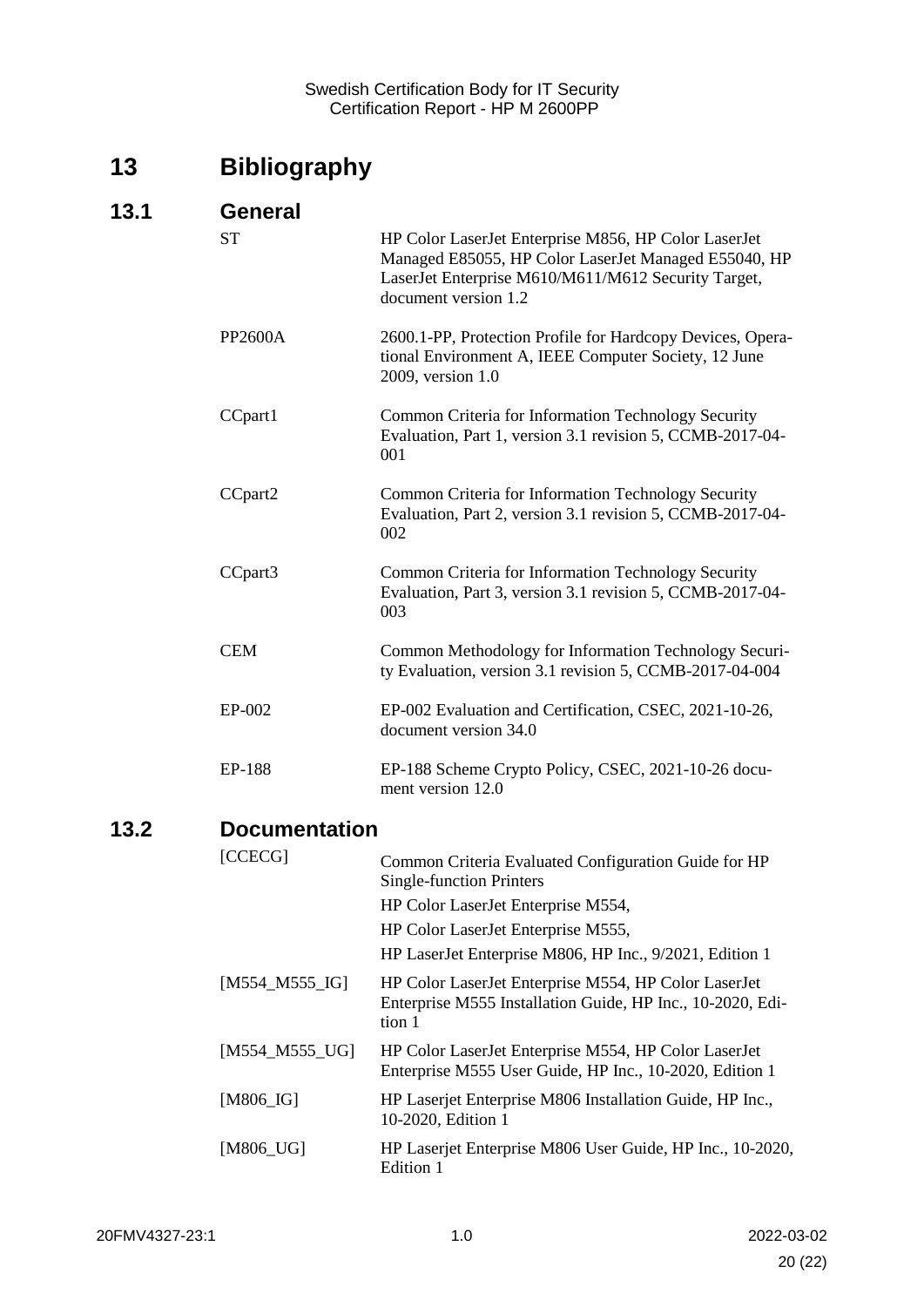# 13 Bibliography

## 13.1 General

| | |
|---|---|
| ST | HP Color LaserJet Enterprise M856, HP Color LaserJet Managed E85055, HP Color LaserJet Managed E55040, HP LaserJet Enterprise M610/M611/M612 Security Target, document version 1.2 |
| PP2600A | 2600.1-PP, Protection Profile for Hardcopy Devices, Operational Environment A, IEEE Computer Society, 12 June 2009, version 1.0 |
| CCpart1 | Common Criteria for Information Technology Security Evaluation, Part 1, version 3.1 revision 5, CCMB-2017-04-001 |
| CCpart2 | Common Criteria for Information Technology Security Evaluation, Part 2, version 3.1 revision 5, CCMB-2017-04-002 |
| CCpart3 | Common Criteria for Information Technology Security Evaluation, Part 3, version 3.1 revision 5, CCMB-2017-04-003 |
| CEM | Common Methodology for Information Technology Security Evaluation, version 3.1 revision 5, CCMB-2017-04-004 |
| EP-002 | EP-002 Evaluation and Certification, CSEC, 2021-10-26, document version 34.0 |
| EP-188 | EP-188 Scheme Crypto Policy, CSEC, 2021-10-26 document version 12.0 |

## 13.2 Documentation

| | |
|---|---|
| [CCECG] | Common Criteria Evaluated Configuration Guide for HP Single-function Printers<br>HP Color LaserJet Enterprise M554,<br>HP Color LaserJet Enterprise M555,<br>HP LaserJet Enterprise M806, HP Inc., 9/2021, Edition 1 |
| [M554_M555_IG] | HP Color LaserJet Enterprise M554, HP Color LaserJet Enterprise M555 Installation Guide, HP Inc., 10-2020, Edition 1 |
| [M554_M555_UG] | HP Color LaserJet Enterprise M554, HP Color LaserJet Enterprise M555 User Guide, HP Inc., 10-2020, Edition 1 |
| [M806_IG] | HP Laserjet Enterprise M806 Installation Guide, HP Inc., 10-2020, Edition 1 |
| [M806_UG] | HP Laserjet Enterprise M806 User Guide, HP Inc., 10-2020, Edition 1 |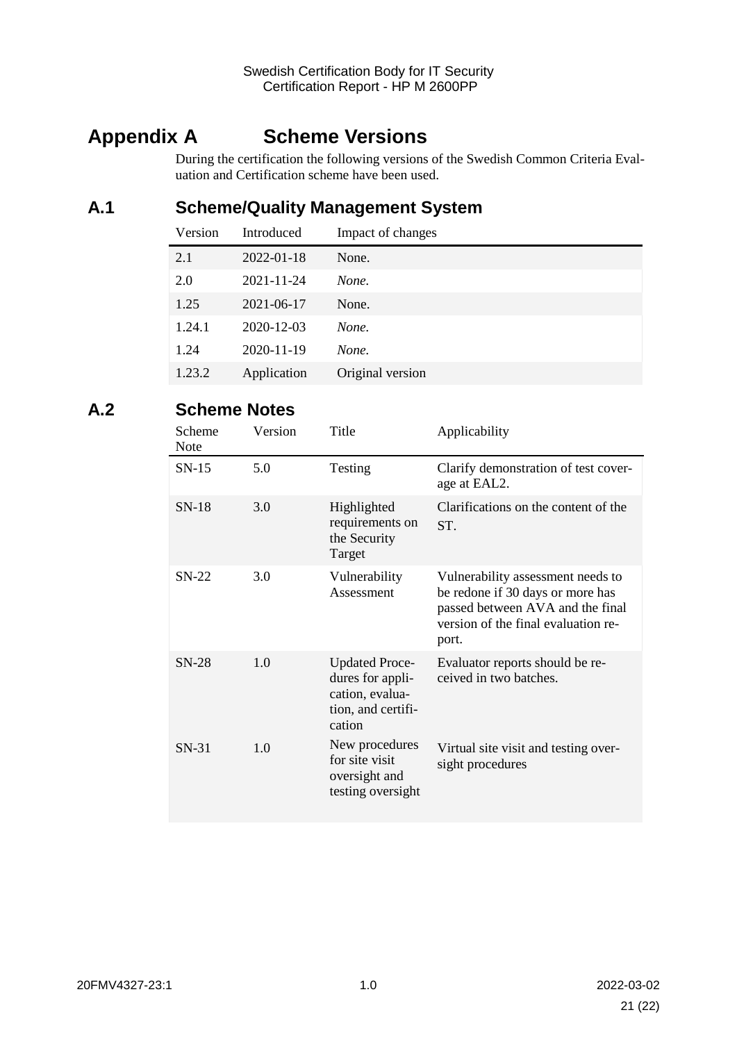# Appendix A Scheme Versions

During the certification the following versions of the Swedish Common Criteria Evaluation and Certification scheme have been used.

## A.1 Scheme/Quality Management System

| Version | Introduced | Impact of changes |
|---|---|---|
| 2.1 | 2022-01-18 | None. |
| 2.0 | 2021-11-24 | *None.* |
| 1.25 | 2021-06-17 | None. |
| 1.24.1 | 2020-12-03 | *None.* |
| 1.24 | 2020-11-19 | *None.* |
| 1.23.2 | Application | Original version |

## A.2 Scheme Notes

| Scheme Note | Version | Title | Applicability |
|---|---|---|---|
| SN-15 | 5.0 | Testing | Clarify demonstration of test coverage at EAL2. |
| SN-18 | 3.0 | Highlighted requirements on the Security Target | Clarifications on the content of the ST. |
| SN-22 | 3.0 | Vulnerability Assessment | Vulnerability assessment needs to be redone if 30 days or more has passed between AVA and the final version of the final evaluation report. |
| SN-28 | 1.0 | Updated Procedures for application, evaluation, and certification | Evaluator reports should be received in two batches. |
| SN-31 | 1.0 | New procedures for site visit oversight and testing oversight | Virtual site visit and testing oversight procedures |